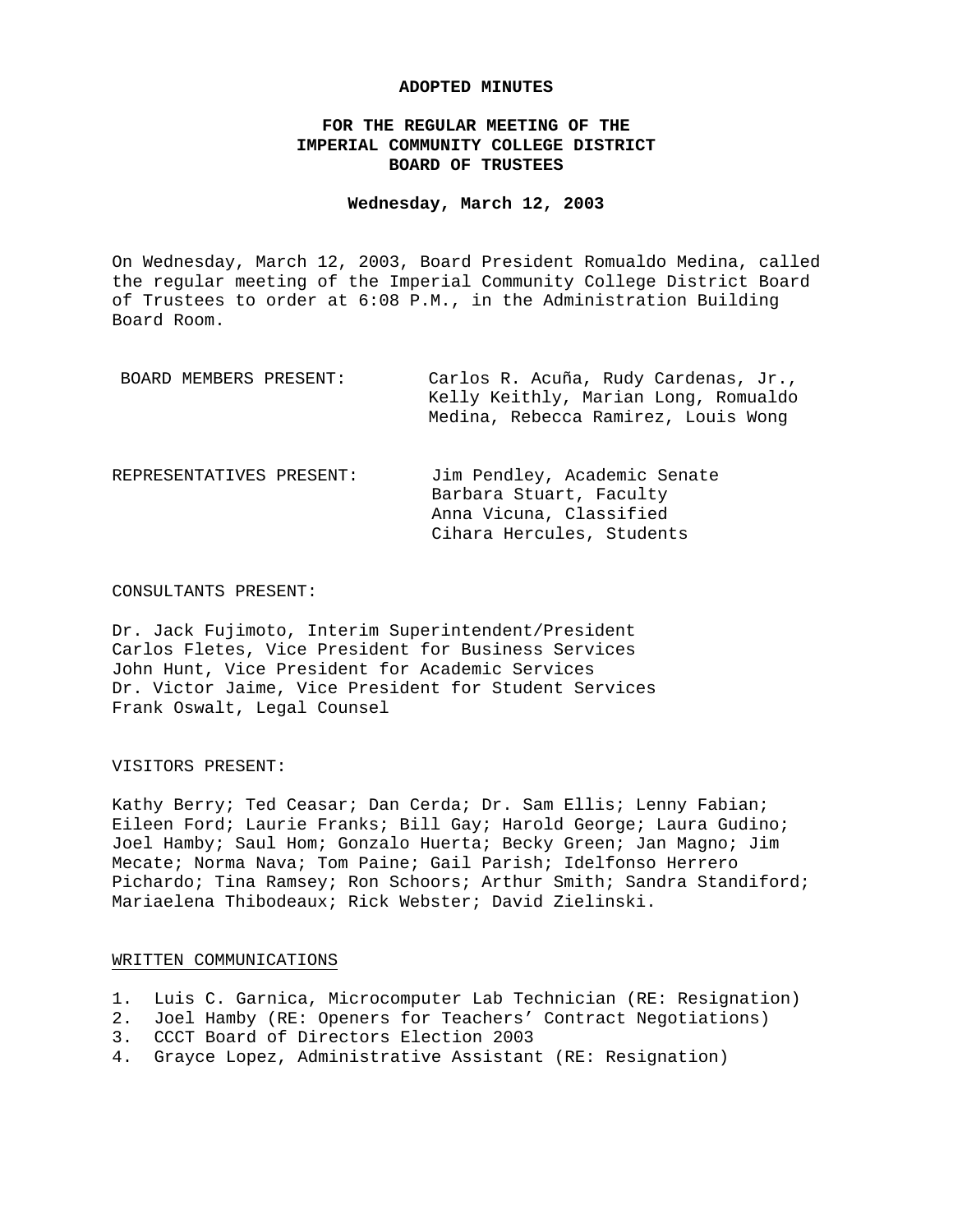# ADOPTED MINUTES

## FOR THE REGULAR MEETING OF THE IMPERIAL COMMUNITY COLLEGE DISTRICT BOARD OF TRUSTEES

**Wednesday, March 12, 2003**

On Wednesday, March 12, 2003, Board President Romualdo Medina, called the regular meeting of the Imperial Community College District Board of Trustees to order at 6:08 P.M., in the Administration Building Board Room.

BOARD MEMBERS PRESENT: Carlos R. Acuña, Rudy Cardenas, Jr., Kelly Keithly, Marian Long, Romualdo Medina, Rebecca Ramirez, Louis Wong

REPRESENTATIVES PRESENT:
Jim Pendley, Academic Senate
Barbara Stuart, Faculty
Anna Vicuna, Classified
Cihara Hercules, Students

CONSULTANTS PRESENT:

Dr. Jack Fujimoto, Interim Superintendent/President
Carlos Fletes, Vice President for Business Services
John Hunt, Vice President for Academic Services
Dr. Victor Jaime, Vice President for Student Services
Frank Oswalt, Legal Counsel

VISITORS PRESENT:

Kathy Berry; Ted Ceasar; Dan Cerda; Dr. Sam Ellis; Lenny Fabian; Eileen Ford; Laurie Franks; Bill Gay; Harold George; Laura Gudino; Joel Hamby; Saul Hom; Gonzalo Huerta; Becky Green; Jan Magno; Jim Mecate; Norma Nava; Tom Paine; Gail Parish; Idelfonso Herrero Pichardo; Tina Ramsey; Ron Schoors; Arthur Smith; Sandra Standiford; Mariaelena Thibodeaux; Rick Webster; David Zielinski.

WRITTEN COMMUNICATIONS

1. Luis C. Garnica, Microcomputer Lab Technician (RE: Resignation)
2. Joel Hamby (RE: Openers for Teachers' Contract Negotiations)
3. CCCT Board of Directors Election 2003
4. Grayce Lopez, Administrative Assistant (RE: Resignation)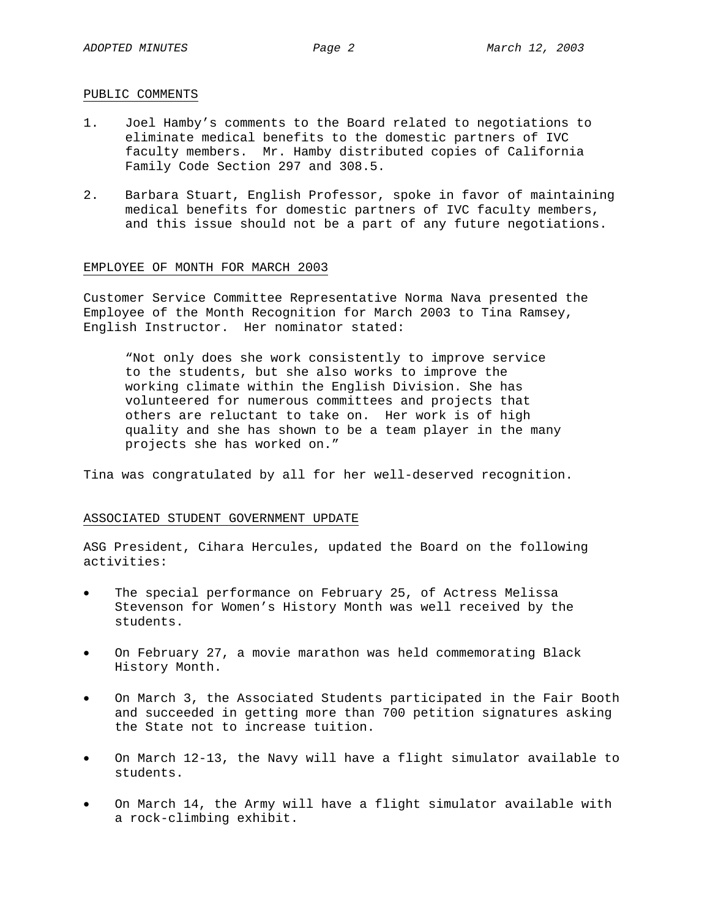## PUBLIC COMMENTS

1. Joel Hamby's comments to the Board related to negotiations to eliminate medical benefits to the domestic partners of IVC faculty members. Mr. Hamby distributed copies of California Family Code Section 297 and 308.5.

2. Barbara Stuart, English Professor, spoke in favor of maintaining medical benefits for domestic partners of IVC faculty members, and this issue should not be a part of any future negotiations.

## EMPLOYEE OF MONTH FOR MARCH 2003

Customer Service Committee Representative Norma Nava presented the Employee of the Month Recognition for March 2003 to Tina Ramsey, English Instructor. Her nominator stated:

> "Not only does she work consistently to improve service to the students, but she also works to improve the working climate within the English Division. She has volunteered for numerous committees and projects that others are reluctant to take on. Her work is of high quality and she has shown to be a team player in the many projects she has worked on."

Tina was congratulated by all for her well-deserved recognition.

## ASSOCIATED STUDENT GOVERNMENT UPDATE

ASG President, Cihara Hercules, updated the Board on the following activities:

- The special performance on February 25, of Actress Melissa Stevenson for Women's History Month was well received by the students.
- On February 27, a movie marathon was held commemorating Black History Month.
- On March 3, the Associated Students participated in the Fair Booth and succeeded in getting more than 700 petition signatures asking the State not to increase tuition.
- On March 12-13, the Navy will have a flight simulator available to students.
- On March 14, the Army will have a flight simulator available with a rock-climbing exhibit.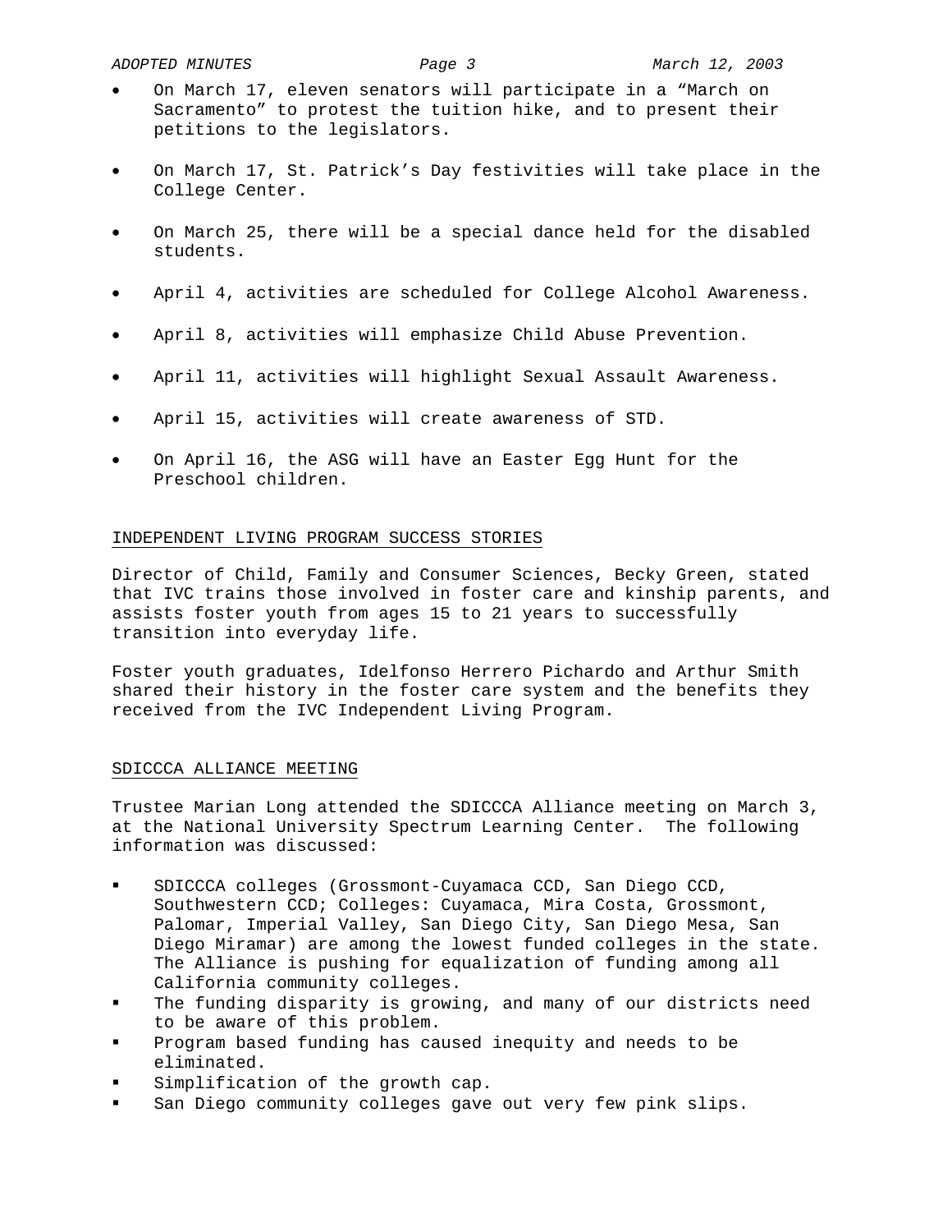- On March 17, eleven senators will participate in a “March on Sacramento” to protest the tuition hike, and to present their petitions to the legislators.

- On March 17, St. Patrick’s Day festivities will take place in the College Center.

- On March 25, there will be a special dance held for the disabled students.

- April 4, activities are scheduled for College Alcohol Awareness.

- April 8, activities will emphasize Child Abuse Prevention.

- April 11, activities will highlight Sexual Assault Awareness.

- April 15, activities will create awareness of STD.

- On April 16, the ASG will have an Easter Egg Hunt for the Preschool children.

## INDEPENDENT LIVING PROGRAM SUCCESS STORIES

Director of Child, Family and Consumer Sciences, Becky Green, stated that IVC trains those involved in foster care and kinship parents, and assists foster youth from ages 15 to 21 years to successfully transition into everyday life.

Foster youth graduates, Idelfonso Herrero Pichardo and Arthur Smith shared their history in the foster care system and the benefits they received from the IVC Independent Living Program.

## SDICCCA ALLIANCE MEETING

Trustee Marian Long attended the SDICCCA Alliance meeting on March 3, at the National University Spectrum Learning Center. The following information was discussed:

- SDICCCA colleges (Grossmont-Cuyamaca CCD, San Diego CCD, Southwestern CCD; Colleges: Cuyamaca, Mira Costa, Grossmont, Palomar, Imperial Valley, San Diego City, San Diego Mesa, San Diego Miramar) are among the lowest funded colleges in the state. The Alliance is pushing for equalization of funding among all California community colleges.
- The funding disparity is growing, and many of our districts need to be aware of this problem.
- Program based funding has caused inequity and needs to be eliminated.
- Simplification of the growth cap.
- San Diego community colleges gave out very few pink slips.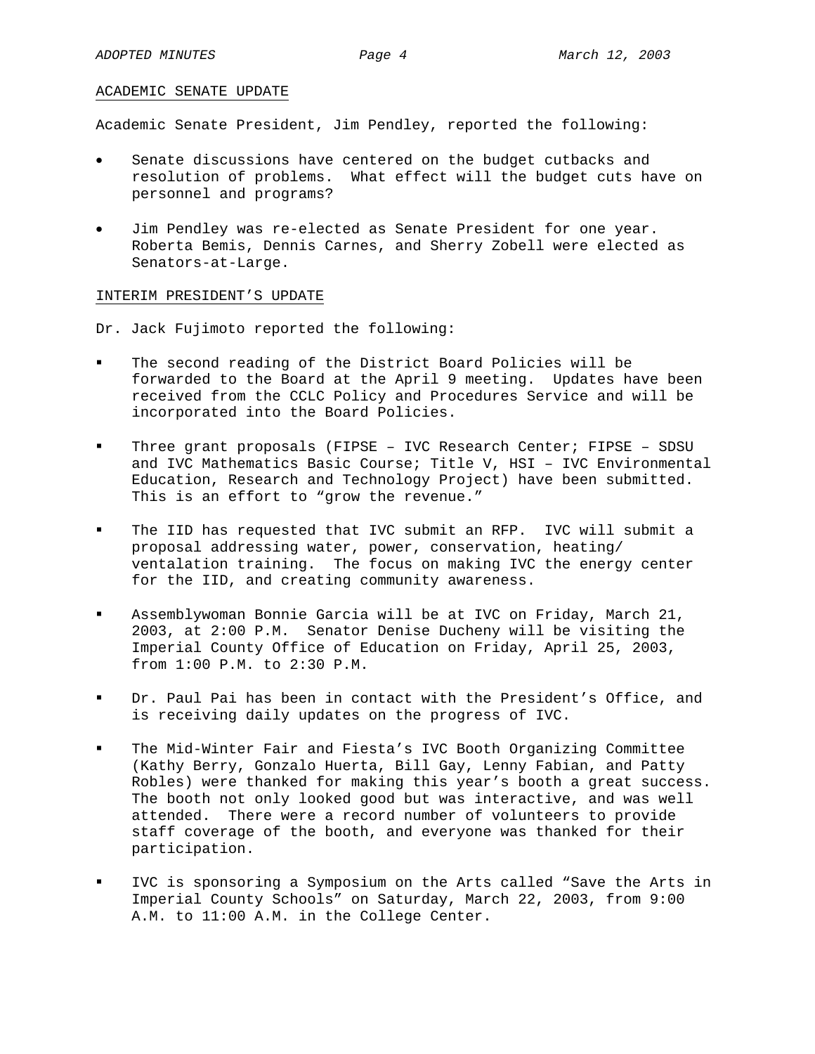## ACADEMIC SENATE UPDATE

Academic Senate President, Jim Pendley, reported the following:

- Senate discussions have centered on the budget cutbacks and resolution of problems. What effect will the budget cuts have on personnel and programs?
- Jim Pendley was re-elected as Senate President for one year. Roberta Bemis, Dennis Carnes, and Sherry Zobell were elected as Senators-at-Large.

## INTERIM PRESIDENT'S UPDATE

Dr. Jack Fujimoto reported the following:

- The second reading of the District Board Policies will be forwarded to the Board at the April 9 meeting. Updates have been received from the CCLC Policy and Procedures Service and will be incorporated into the Board Policies.
- Three grant proposals (FIPSE – IVC Research Center; FIPSE – SDSU and IVC Mathematics Basic Course; Title V, HSI – IVC Environmental Education, Research and Technology Project) have been submitted. This is an effort to "grow the revenue."
- The IID has requested that IVC submit an RFP. IVC will submit a proposal addressing water, power, conservation, heating/ ventalation training. The focus on making IVC the energy center for the IID, and creating community awareness.
- Assemblywoman Bonnie Garcia will be at IVC on Friday, March 21, 2003, at 2:00 P.M. Senator Denise Ducheny will be visiting the Imperial County Office of Education on Friday, April 25, 2003, from 1:00 P.M. to 2:30 P.M.
- Dr. Paul Pai has been in contact with the President's Office, and is receiving daily updates on the progress of IVC.
- The Mid-Winter Fair and Fiesta's IVC Booth Organizing Committee (Kathy Berry, Gonzalo Huerta, Bill Gay, Lenny Fabian, and Patty Robles) were thanked for making this year's booth a great success. The booth not only looked good but was interactive, and was well attended. There were a record number of volunteers to provide staff coverage of the booth, and everyone was thanked for their participation.
- IVC is sponsoring a Symposium on the Arts called "Save the Arts in Imperial County Schools" on Saturday, March 22, 2003, from 9:00 A.M. to 11:00 A.M. in the College Center.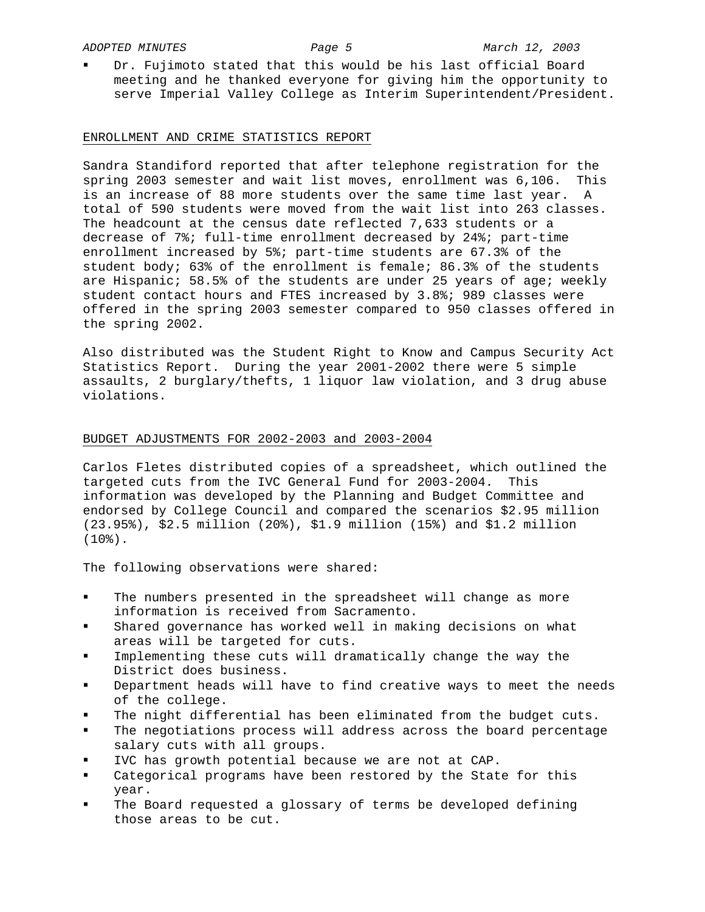- Dr. Fujimoto stated that this would be his last official Board meeting and he thanked everyone for giving him the opportunity to serve Imperial Valley College as Interim Superintendent/President.

## ENROLLMENT AND CRIME STATISTICS REPORT

Sandra Standiford reported that after telephone registration for the spring 2003 semester and wait list moves, enrollment was 6,106. This is an increase of 88 more students over the same time last year. A total of 590 students were moved from the wait list into 263 classes. The headcount at the census date reflected 7,633 students or a decrease of 7%; full-time enrollment decreased by 24%; part-time enrollment increased by 5%; part-time students are 67.3% of the student body; 63% of the enrollment is female; 86.3% of the students are Hispanic; 58.5% of the students are under 25 years of age; weekly student contact hours and FTES increased by 3.8%; 989 classes were offered in the spring 2003 semester compared to 950 classes offered in the spring 2002.

Also distributed was the Student Right to Know and Campus Security Act Statistics Report. During the year 2001-2002 there were 5 simple assaults, 2 burglary/thefts, 1 liquor law violation, and 3 drug abuse violations.

## BUDGET ADJUSTMENTS FOR 2002-2003 and 2003-2004

Carlos Fletes distributed copies of a spreadsheet, which outlined the targeted cuts from the IVC General Fund for 2003-2004. This information was developed by the Planning and Budget Committee and endorsed by College Council and compared the scenarios $2.95 million (23.95%), $2.5 million (20%), $1.9 million (15%) and $1.2 million (10%).

The following observations were shared:

- The numbers presented in the spreadsheet will change as more information is received from Sacramento.
- Shared governance has worked well in making decisions on what areas will be targeted for cuts.
- Implementing these cuts will dramatically change the way the District does business.
- Department heads will have to find creative ways to meet the needs of the college.
- The night differential has been eliminated from the budget cuts.
- The negotiations process will address across the board percentage salary cuts with all groups.
- IVC has growth potential because we are not at CAP.
- Categorical programs have been restored by the State for this year.
- The Board requested a glossary of terms be developed defining those areas to be cut.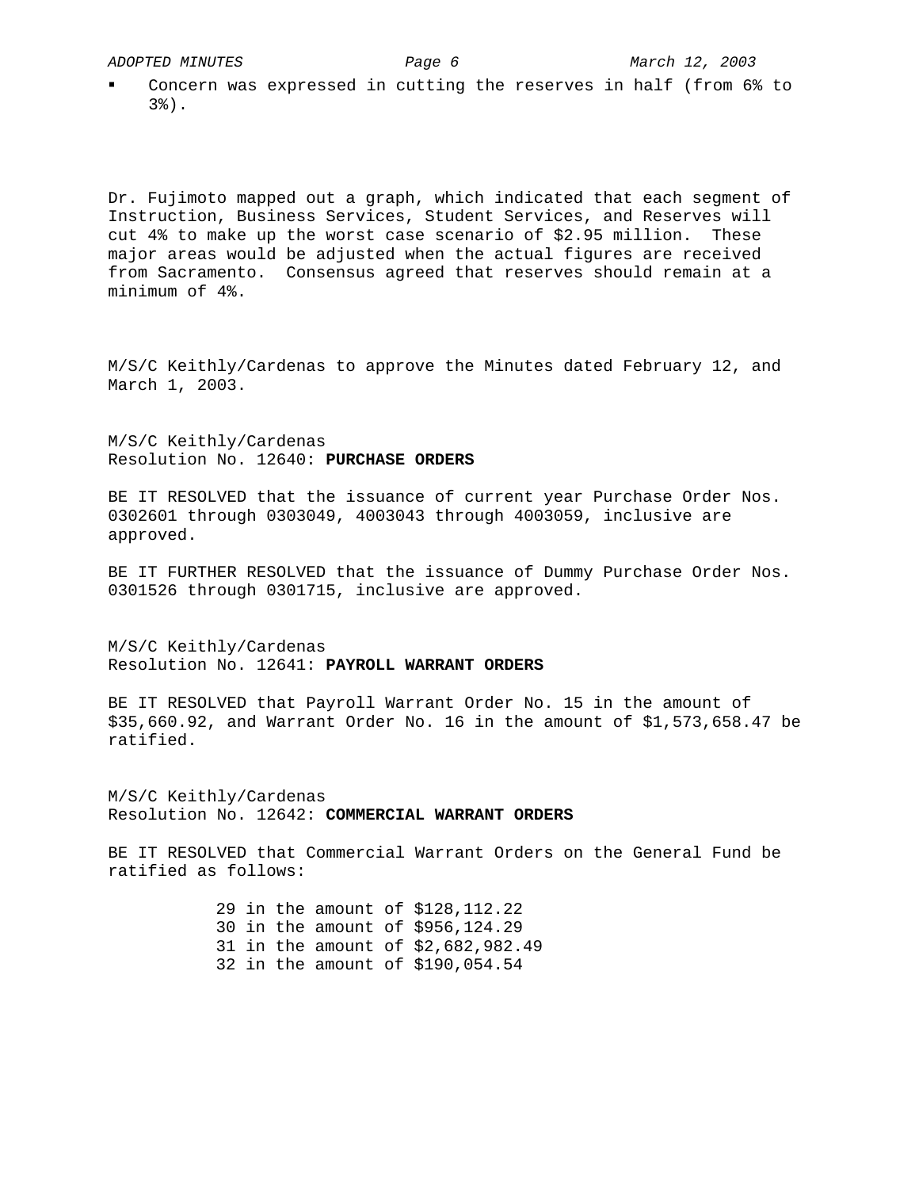- Concern was expressed in cutting the reserves in half (from 6% to 3%).

Dr. Fujimoto mapped out a graph, which indicated that each segment of Instruction, Business Services, Student Services, and Reserves will cut 4% to make up the worst case scenario of $2.95 million. These major areas would be adjusted when the actual figures are received from Sacramento. Consensus agreed that reserves should remain at a minimum of 4%.

M/S/C Keithly/Cardenas to approve the Minutes dated February 12, and March 1, 2003.

M/S/C Keithly/Cardenas
Resolution No. 12640: **PURCHASE ORDERS**

BE IT RESOLVED that the issuance of current year Purchase Order Nos. 0302601 through 0303049, 4003043 through 4003059, inclusive are approved.

BE IT FURTHER RESOLVED that the issuance of Dummy Purchase Order Nos. 0301526 through 0301715, inclusive are approved.

M/S/C Keithly/Cardenas
Resolution No. 12641: **PAYROLL WARRANT ORDERS**

BE IT RESOLVED that Payroll Warrant Order No. 15 in the amount of $35,660.92, and Warrant Order No. 16 in the amount of $1,573,658.47 be ratified.

M/S/C Keithly/Cardenas
Resolution No. 12642: **COMMERCIAL WARRANT ORDERS**

BE IT RESOLVED that Commercial Warrant Orders on the General Fund be ratified as follows:

29 in the amount of $128,112.22
30 in the amount of $956,124.29
31 in the amount of $2,682,982.49
32 in the amount of $190,054.54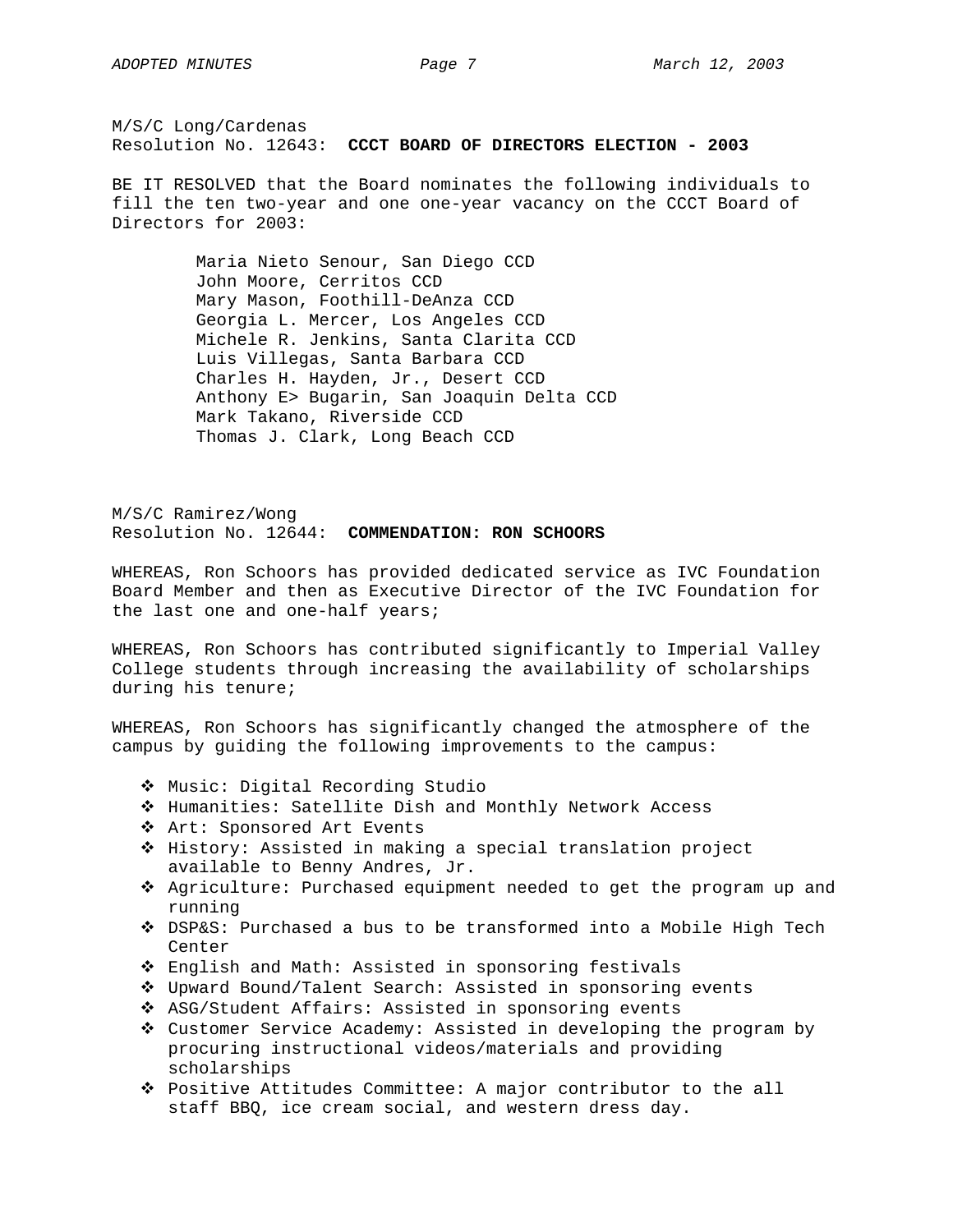M/S/C Long/Cardenas
Resolution No. 12643: **CCCT BOARD OF DIRECTORS ELECTION - 2003**

BE IT RESOLVED that the Board nominates the following individuals to fill the ten two-year and one one-year vacancy on the CCCT Board of Directors for 2003:

Maria Nieto Senour, San Diego CCD
John Moore, Cerritos CCD
Mary Mason, Foothill-DeAnza CCD
Georgia L. Mercer, Los Angeles CCD
Michele R. Jenkins, Santa Clarita CCD
Luis Villegas, Santa Barbara CCD
Charles H. Hayden, Jr., Desert CCD
Anthony E> Bugarin, San Joaquin Delta CCD
Mark Takano, Riverside CCD
Thomas J. Clark, Long Beach CCD

M/S/C Ramirez/Wong
Resolution No. 12644: **COMMENDATION: RON SCHOORS**

WHEREAS, Ron Schoors has provided dedicated service as IVC Foundation Board Member and then as Executive Director of the IVC Foundation for the last one and one-half years;

WHEREAS, Ron Schoors has contributed significantly to Imperial Valley College students through increasing the availability of scholarships during his tenure;

WHEREAS, Ron Schoors has significantly changed the atmosphere of the campus by guiding the following improvements to the campus:

- Music: Digital Recording Studio
- Humanities: Satellite Dish and Monthly Network Access
- Art: Sponsored Art Events
- History: Assisted in making a special translation project available to Benny Andres, Jr.
- Agriculture: Purchased equipment needed to get the program up and running
- DSP&S: Purchased a bus to be transformed into a Mobile High Tech Center
- English and Math: Assisted in sponsoring festivals
- Upward Bound/Talent Search: Assisted in sponsoring events
- ASG/Student Affairs: Assisted in sponsoring events
- Customer Service Academy: Assisted in developing the program by procuring instructional videos/materials and providing scholarships
- Positive Attitudes Committee: A major contributor to the all staff BBQ, ice cream social, and western dress day.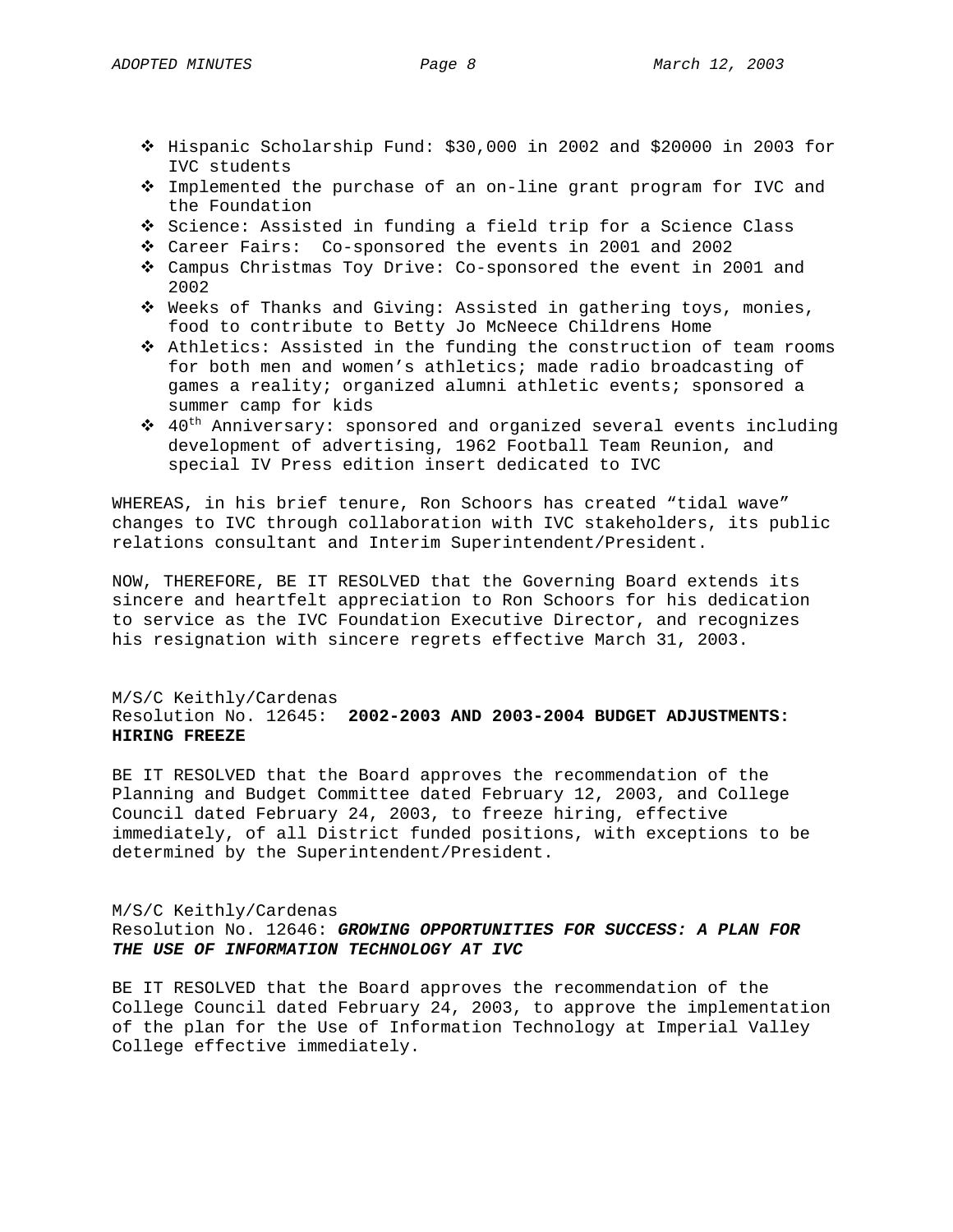- Hispanic Scholarship Fund: $30,000 in 2002 and $20000 in 2003 for IVC students
- Implemented the purchase of an on-line grant program for IVC and the Foundation
- Science: Assisted in funding a field trip for a Science Class
- Career Fairs: Co-sponsored the events in 2001 and 2002
- Campus Christmas Toy Drive: Co-sponsored the event in 2001 and 2002
- Weeks of Thanks and Giving: Assisted in gathering toys, monies, food to contribute to Betty Jo McNeece Childrens Home
- Athletics: Assisted in the funding the construction of team rooms for both men and women's athletics; made radio broadcasting of games a reality; organized alumni athletic events; sponsored a summer camp for kids
- 40th Anniversary: sponsored and organized several events including development of advertising, 1962 Football Team Reunion, and special IV Press edition insert dedicated to IVC

WHEREAS, in his brief tenure, Ron Schoors has created "tidal wave" changes to IVC through collaboration with IVC stakeholders, its public relations consultant and Interim Superintendent/President.

NOW, THEREFORE, BE IT RESOLVED that the Governing Board extends its sincere and heartfelt appreciation to Ron Schoors for his dedication to service as the IVC Foundation Executive Director, and recognizes his resignation with sincere regrets effective March 31, 2003.

M/S/C Keithly/Cardenas
Resolution No. 12645: **2002-2003 AND 2003-2004 BUDGET ADJUSTMENTS: HIRING FREEZE**

BE IT RESOLVED that the Board approves the recommendation of the Planning and Budget Committee dated February 12, 2003, and College Council dated February 24, 2003, to freeze hiring, effective immediately, of all District funded positions, with exceptions to be determined by the Superintendent/President.

M/S/C Keithly/Cardenas
Resolution No. 12646: ***GROWING OPPORTUNITIES FOR SUCCESS: A PLAN FOR THE USE OF INFORMATION TECHNOLOGY AT IVC***

BE IT RESOLVED that the Board approves the recommendation of the College Council dated February 24, 2003, to approve the implementation of the plan for the Use of Information Technology at Imperial Valley College effective immediately.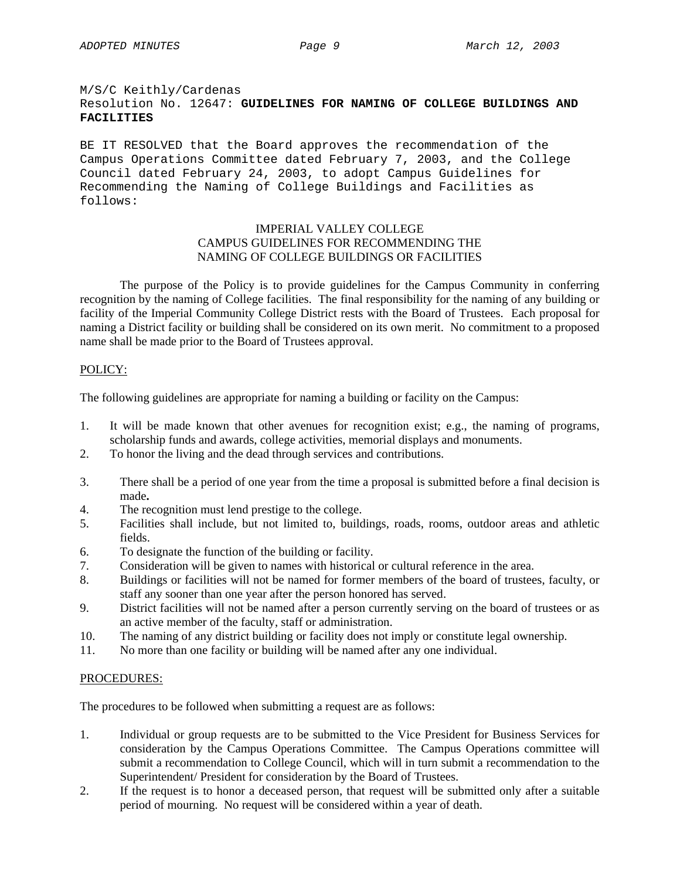M/S/C Keithly/Cardenas
Resolution No. 12647: **GUIDELINES FOR NAMING OF COLLEGE BUILDINGS AND FACILITIES**

BE IT RESOLVED that the Board approves the recommendation of the Campus Operations Committee dated February 7, 2003, and the College Council dated February 24, 2003, to adopt Campus Guidelines for Recommending the Naming of College Buildings and Facilities as follows:

IMPERIAL VALLEY COLLEGE
CAMPUS GUIDELINES FOR RECOMMENDING THE
NAMING OF COLLEGE BUILDINGS OR FACILITIES

The purpose of the Policy is to provide guidelines for the Campus Community in conferring recognition by the naming of College facilities. The final responsibility for the naming of any building or facility of the Imperial Community College District rests with the Board of Trustees. Each proposal for naming a District facility or building shall be considered on its own merit. No commitment to a proposed name shall be made prior to the Board of Trustees approval.

POLICY:

The following guidelines are appropriate for naming a building or facility on the Campus:

1. It will be made known that other avenues for recognition exist; e.g., the naming of programs, scholarship funds and awards, college activities, memorial displays and monuments.
2. To honor the living and the dead through services and contributions.
3. There shall be a period of one year from the time a proposal is submitted before a final decision is made**.**
4. The recognition must lend prestige to the college.
5. Facilities shall include, but not limited to, buildings, roads, rooms, outdoor areas and athletic fields.
6. To designate the function of the building or facility.
7. Consideration will be given to names with historical or cultural reference in the area.
8. Buildings or facilities will not be named for former members of the board of trustees, faculty, or staff any sooner than one year after the person honored has served.
9. District facilities will not be named after a person currently serving on the board of trustees or as an active member of the faculty, staff or administration.
10. The naming of any district building or facility does not imply or constitute legal ownership.
11. No more than one facility or building will be named after any one individual.

PROCEDURES:

The procedures to be followed when submitting a request are as follows:

1. Individual or group requests are to be submitted to the Vice President for Business Services for consideration by the Campus Operations Committee. The Campus Operations committee will submit a recommendation to College Council, which will in turn submit a recommendation to the Superintendent/ President for consideration by the Board of Trustees.
2. If the request is to honor a deceased person, that request will be submitted only after a suitable period of mourning. No request will be considered within a year of death.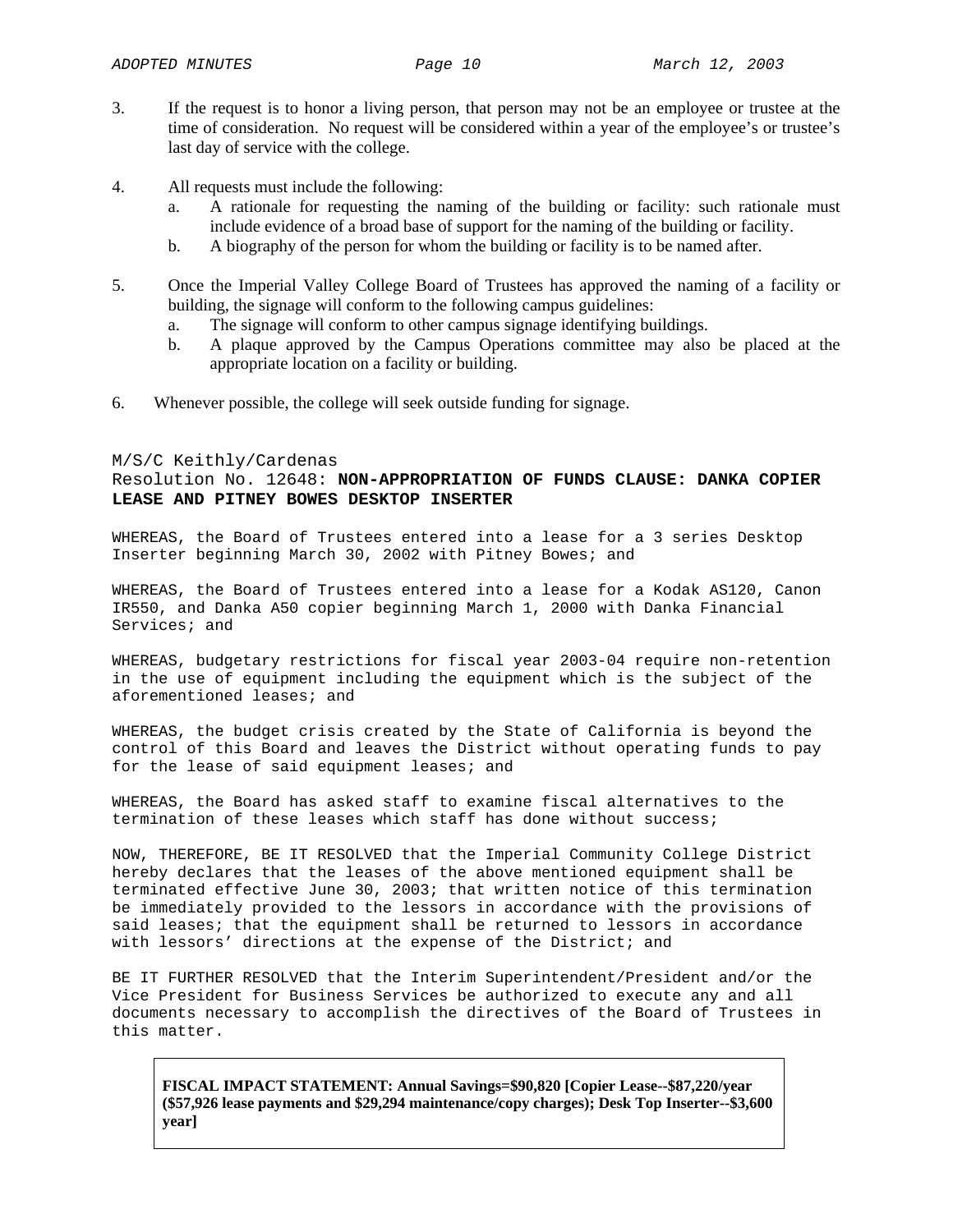3. If the request is to honor a living person, that person may not be an employee or trustee at the time of consideration. No request will be considered within a year of the employee's or trustee's last day of service with the college.

4. All requests must include the following:
   a. A rationale for requesting the naming of the building or facility: such rationale must include evidence of a broad base of support for the naming of the building or facility.
   b. A biography of the person for whom the building or facility is to be named after.

5. Once the Imperial Valley College Board of Trustees has approved the naming of a facility or building, the signage will conform to the following campus guidelines:
   a. The signage will conform to other campus signage identifying buildings.
   b. A plaque approved by the Campus Operations committee may also be placed at the appropriate location on a facility or building.

6. Whenever possible, the college will seek outside funding for signage.

M/S/C Keithly/Cardenas
Resolution No. 12648: **NON-APPROPRIATION OF FUNDS CLAUSE: DANKA COPIER LEASE AND PITNEY BOWES DESKTOP INSERTER**

WHEREAS, the Board of Trustees entered into a lease for a 3 series Desktop Inserter beginning March 30, 2002 with Pitney Bowes; and

WHEREAS, the Board of Trustees entered into a lease for a Kodak AS120, Canon IR550, and Danka A50 copier beginning March 1, 2000 with Danka Financial Services; and

WHEREAS, budgetary restrictions for fiscal year 2003-04 require non-retention in the use of equipment including the equipment which is the subject of the aforementioned leases; and

WHEREAS, the budget crisis created by the State of California is beyond the control of this Board and leaves the District without operating funds to pay for the lease of said equipment leases; and

WHEREAS, the Board has asked staff to examine fiscal alternatives to the termination of these leases which staff has done without success;

NOW, THEREFORE, BE IT RESOLVED that the Imperial Community College District hereby declares that the leases of the above mentioned equipment shall be terminated effective June 30, 2003; that written notice of this termination be immediately provided to the lessors in accordance with the provisions of said leases; that the equipment shall be returned to lessors in accordance with lessors' directions at the expense of the District; and

BE IT FURTHER RESOLVED that the Interim Superintendent/President and/or the Vice President for Business Services be authorized to execute any and all documents necessary to accomplish the directives of the Board of Trustees in this matter.

**FISCAL IMPACT STATEMENT: Annual Savings=$90,820 [Copier Lease--$87,220/year ($57,926 lease payments and $29,294 maintenance/copy charges); Desk Top Inserter--$3,600 year]**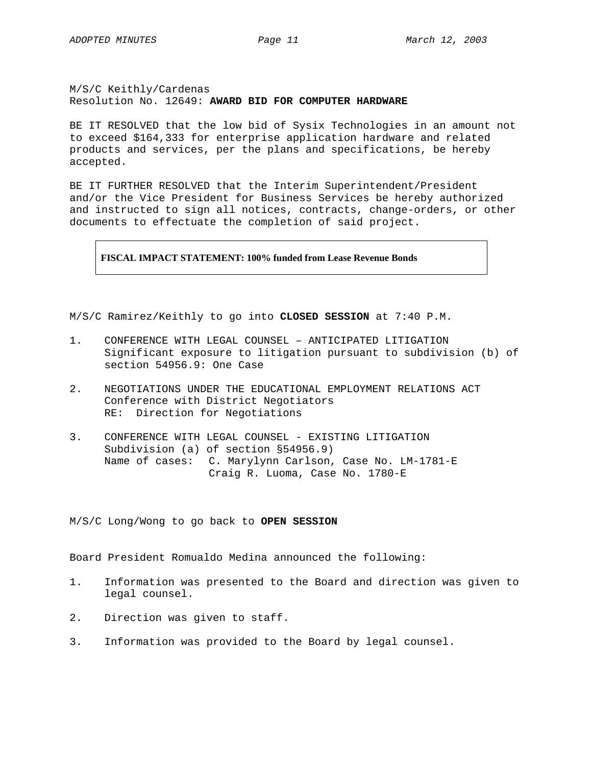M/S/C Keithly/Cardenas
Resolution No. 12649: **AWARD BID FOR COMPUTER HARDWARE**

BE IT RESOLVED that the low bid of Sysix Technologies in an amount not to exceed $164,333 for enterprise application hardware and related products and services, per the plans and specifications, be hereby accepted.

BE IT FURTHER RESOLVED that the Interim Superintendent/President and/or the Vice President for Business Services be hereby authorized and instructed to sign all notices, contracts, change-orders, or other documents to effectuate the completion of said project.

**FISCAL IMPACT STATEMENT: 100% funded from Lease Revenue Bonds**

M/S/C Ramirez/Keithly to go into **CLOSED SESSION** at 7:40 P.M.

1. CONFERENCE WITH LEGAL COUNSEL – ANTICIPATED LITIGATION
   Significant exposure to litigation pursuant to subdivision (b) of section 54956.9: One Case

2. NEGOTIATIONS UNDER THE EDUCATIONAL EMPLOYMENT RELATIONS ACT
   Conference with District Negotiators
   RE: Direction for Negotiations

3. CONFERENCE WITH LEGAL COUNSEL - EXISTING LITIGATION
   Subdivision (a) of section §54956.9)
   Name of cases: C. Marylynn Carlson, Case No. LM-1781-E
   Craig R. Luoma, Case No. 1780-E

M/S/C Long/Wong to go back to **OPEN SESSION**

Board President Romualdo Medina announced the following:

1. Information was presented to the Board and direction was given to legal counsel.

2. Direction was given to staff.

3. Information was provided to the Board by legal counsel.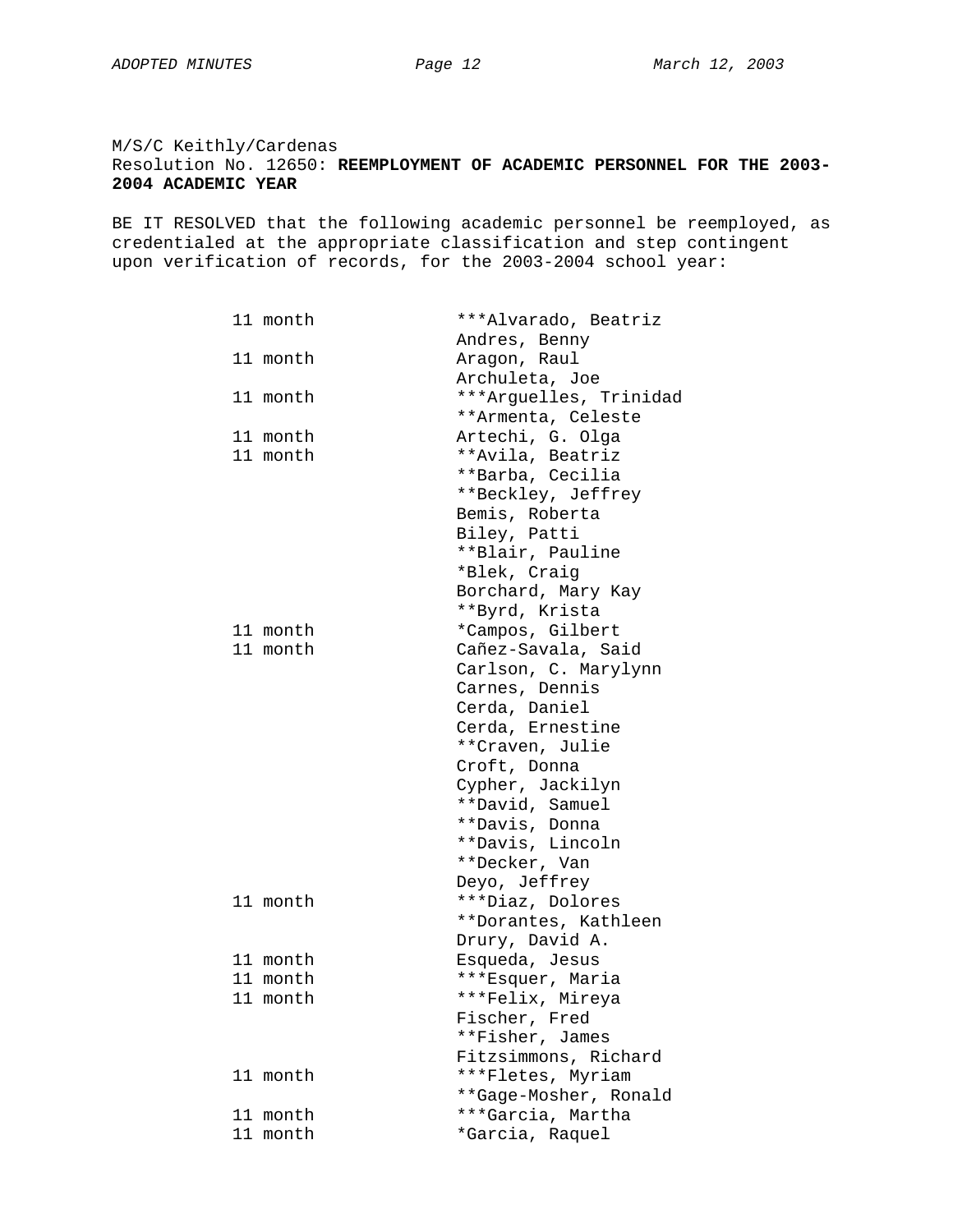M/S/C Keithly/Cardenas
Resolution No. 12650: **REEMPLOYMENT OF ACADEMIC PERSONNEL FOR THE 2003-2004 ACADEMIC YEAR**

BE IT RESOLVED that the following academic personnel be reemployed, as credentialed at the appropriate classification and step contingent upon verification of records, for the 2003-2004 school year:

| | |
|---|---|
| 11 month | ***Alvarado, Beatriz |
| | Andres, Benny |
| 11 month | Aragon, Raul |
| | Archuleta, Joe |
| 11 month | ***Arguelles, Trinidad |
| | **Armenta, Celeste |
| 11 month | Artechi, G. Olga |
| 11 month | **Avila, Beatriz |
| | **Barba, Cecilia |
| | **Beckley, Jeffrey |
| | Bemis, Roberta |
| | Biley, Patti |
| | **Blair, Pauline |
| | *Blek, Craig |
| | Borchard, Mary Kay |
| | **Byrd, Krista |
| 11 month | *Campos, Gilbert |
| 11 month | Cañez-Savala, Said |
| | Carlson, C. Marylynn |
| | Carnes, Dennis |
| | Cerda, Daniel |
| | Cerda, Ernestine |
| | **Craven, Julie |
| | Croft, Donna |
| | Cypher, Jackilyn |
| | **David, Samuel |
| | **Davis, Donna |
| | **Davis, Lincoln |
| | **Decker, Van |
| | Deyo, Jeffrey |
| 11 month | ***Diaz, Dolores |
| | **Dorantes, Kathleen |
| | Drury, David A. |
| 11 month | Esqueda, Jesus |
| 11 month | ***Esquer, Maria |
| 11 month | ***Felix, Mireya |
| | Fischer, Fred |
| | **Fisher, James |
| | Fitzsimmons, Richard |
| 11 month | ***Fletes, Myriam |
| | **Gage-Mosher, Ronald |
| 11 month | ***Garcia, Martha |
| 11 month | *Garcia, Raquel |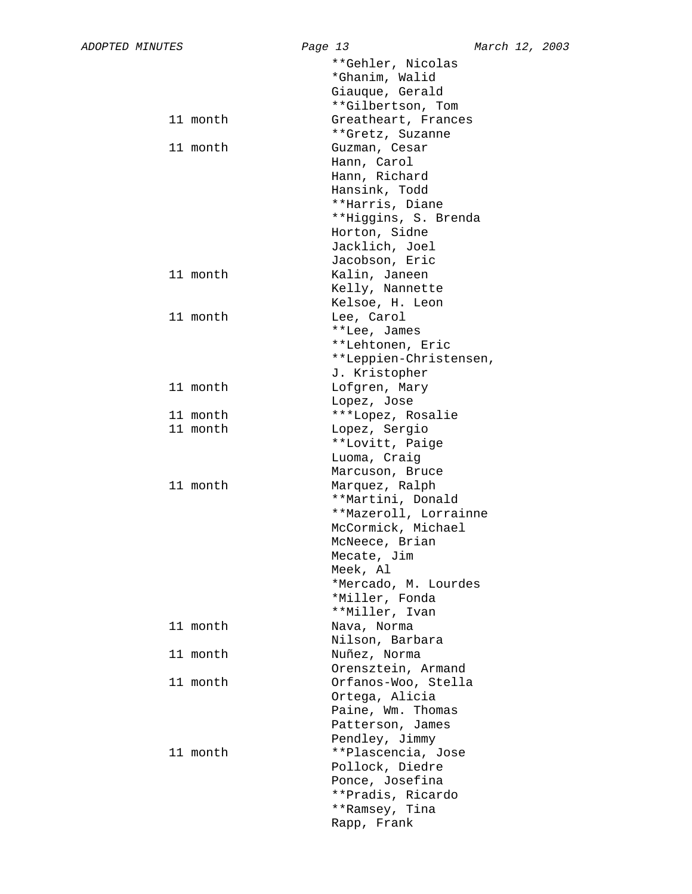| | |
|---|---|
| | **Gehler, Nicolas |
| | *Ghanim, Walid |
| | Giauque, Gerald |
| | **Gilbertson, Tom |
| 11 month | Greatheart, Frances |
| | **Gretz, Suzanne |
| 11 month | Guzman, Cesar |
| | Hann, Carol |
| | Hann, Richard |
| | Hansink, Todd |
| | **Harris, Diane |
| | **Higgins, S. Brenda |
| | Horton, Sidne |
| | Jacklich, Joel |
| | Jacobson, Eric |
| 11 month | Kalin, Janeen |
| | Kelly, Nannette |
| | Kelsoe, H. Leon |
| 11 month | Lee, Carol |
| | **Lee, James |
| | **Lehtonen, Eric |
| | **Leppien-Christensen, J. Kristopher |
| 11 month | Lofgren, Mary |
| | Lopez, Jose |
| 11 month | ***Lopez, Rosalie |
| 11 month | Lopez, Sergio |
| | **Lovitt, Paige |
| | Luoma, Craig |
| | Marcuson, Bruce |
| 11 month | Marquez, Ralph |
| | **Martini, Donald |
| | **Mazeroll, Lorrainne |
| | McCormick, Michael |
| | McNeece, Brian |
| | Mecate, Jim |
| | Meek, Al |
| | *Mercado, M. Lourdes |
| | *Miller, Fonda |
| | **Miller, Ivan |
| 11 month | Nava, Norma |
| | Nilson, Barbara |
| 11 month | Nuñez, Norma |
| | Orensztein, Armand |
| 11 month | Orfanos-Woo, Stella |
| | Ortega, Alicia |
| | Paine, Wm. Thomas |
| | Patterson, James |
| | Pendley, Jimmy |
| 11 month | **Plascencia, Jose |
| | Pollock, Diedre |
| | Ponce, Josefina |
| | **Pradis, Ricardo |
| | **Ramsey, Tina |
| | Rapp, Frank |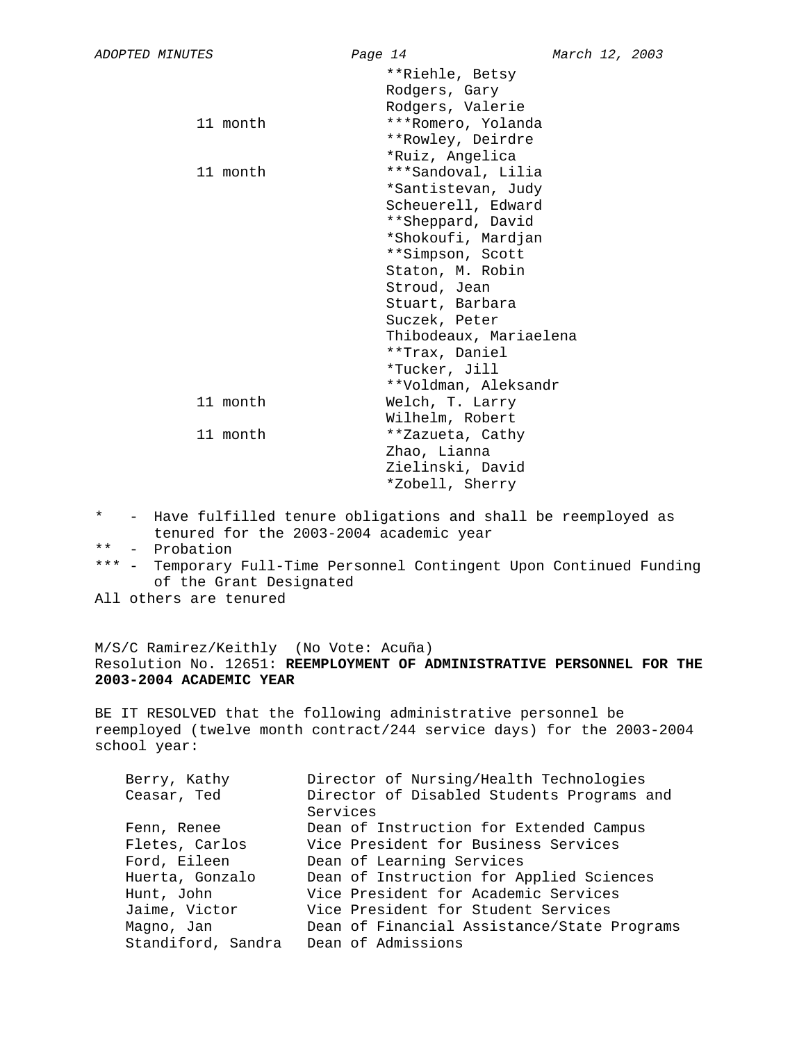| | |
|---|---|
| | **Riehle, Betsy |
| | Rodgers, Gary |
| | Rodgers, Valerie |
| 11 month | ***Romero, Yolanda |
| | **Rowley, Deirdre |
| | *Ruiz, Angelica |
| 11 month | ***Sandoval, Lilia |
| | *Santistevan, Judy |
| | Scheuerell, Edward |
| | **Sheppard, David |
| | *Shokoufi, Mardjan |
| | **Simpson, Scott |
| | Staton, M. Robin |
| | Stroud, Jean |
| | Stuart, Barbara |
| | Suczek, Peter |
| | Thibodeaux, Mariaelena |
| | **Trax, Daniel |
| | *Tucker, Jill |
| | **Voldman, Aleksandr |
| 11 month | Welch, T. Larry |
| | Wilhelm, Robert |
| 11 month | **Zazueta, Cathy |
| | Zhao, Lianna |
| | Zielinski, David |
| | *Zobell, Sherry |

\* - Have fulfilled tenure obligations and shall be reemployed as tenured for the 2003-2004 academic year
** - Probation
*** - Temporary Full-Time Personnel Contingent Upon Continued Funding of the Grant Designated
All others are tenured

M/S/C Ramirez/Keithly (No Vote: Acuña)
Resolution No. 12651: **REEMPLOYMENT OF ADMINISTRATIVE PERSONNEL FOR THE 2003-2004 ACADEMIC YEAR**

BE IT RESOLVED that the following administrative personnel be reemployed (twelve month contract/244 service days) for the 2003-2004 school year:

| | |
|---|---|
| Berry, Kathy | Director of Nursing/Health Technologies |
| Ceasar, Ted | Director of Disabled Students Programs and Services |
| Fenn, Renee | Dean of Instruction for Extended Campus |
| Fletes, Carlos | Vice President for Business Services |
| Ford, Eileen | Dean of Learning Services |
| Huerta, Gonzalo | Dean of Instruction for Applied Sciences |
| Hunt, John | Vice President for Academic Services |
| Jaime, Victor | Vice President for Student Services |
| Magno, Jan | Dean of Financial Assistance/State Programs |
| Standiford, Sandra | Dean of Admissions |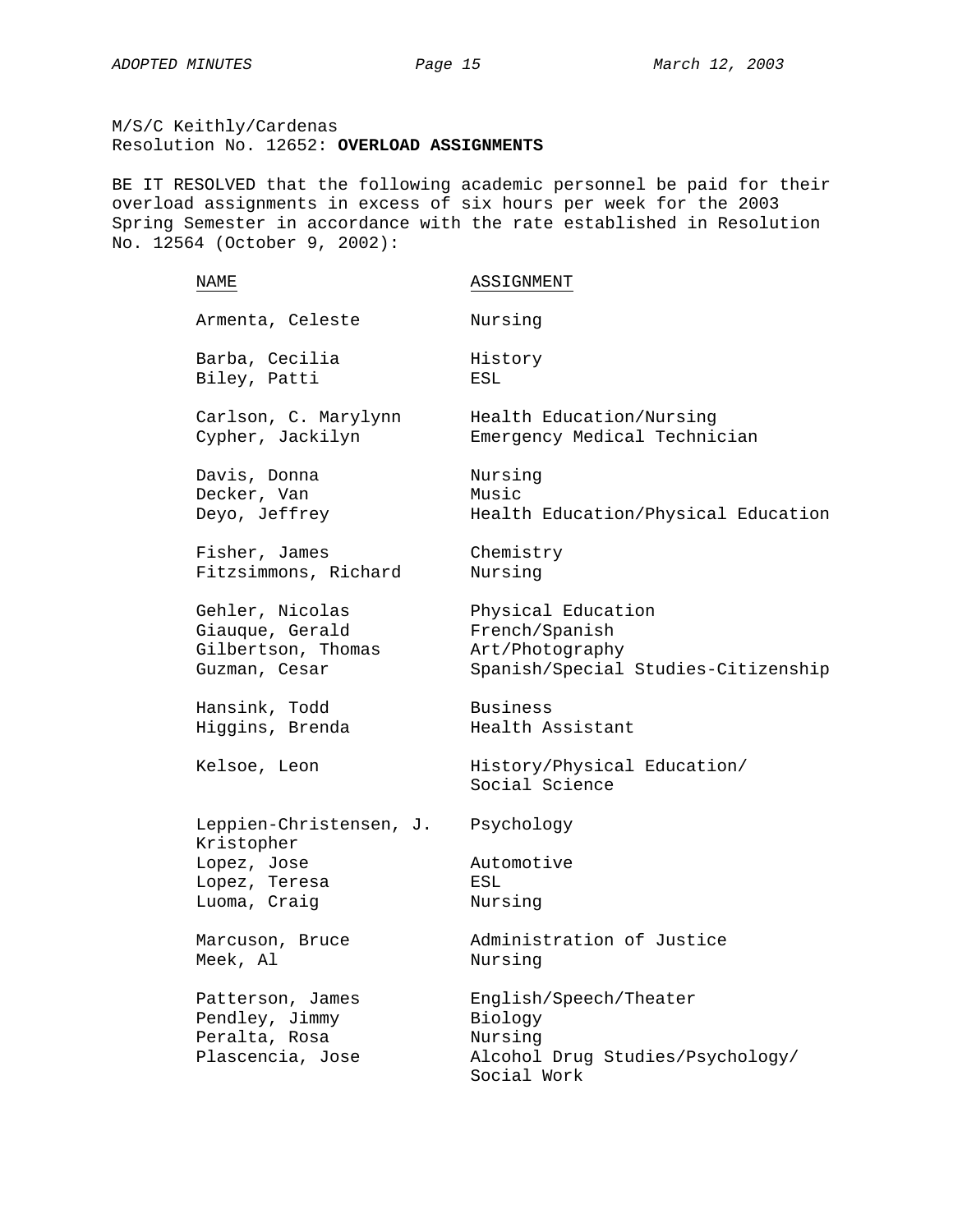M/S/C Keithly/Cardenas
Resolution No. 12652: **OVERLOAD ASSIGNMENTS**

BE IT RESOLVED that the following academic personnel be paid for their overload assignments in excess of six hours per week for the 2003 Spring Semester in accordance with the rate established in Resolution No. 12564 (October 9, 2002):

| NAME | ASSIGNMENT |
|---|---|
| Armenta, Celeste | Nursing |
| Barba, Cecilia | History |
| Biley, Patti | ESL |
| Carlson, C. Marylynn | Health Education/Nursing |
| Cypher, Jackilyn | Emergency Medical Technician |
| Davis, Donna | Nursing |
| Decker, Van | Music |
| Deyo, Jeffrey | Health Education/Physical Education |
| Fisher, James | Chemistry |
| Fitzsimmons, Richard | Nursing |
| Gehler, Nicolas | Physical Education |
| Giauque, Gerald | French/Spanish |
| Gilbertson, Thomas | Art/Photography |
| Guzman, Cesar | Spanish/Special Studies-Citizenship |
| Hansink, Todd | Business |
| Higgins, Brenda | Health Assistant |
| Kelsoe, Leon | History/Physical Education/ Social Science |
| Leppien-Christensen, J. Kristopher | Psychology |
| Lopez, Jose | Automotive |
| Lopez, Teresa | ESL |
| Luoma, Craig | Nursing |
| Marcuson, Bruce | Administration of Justice |
| Meek, Al | Nursing |
| Patterson, James | English/Speech/Theater |
| Pendley, Jimmy | Biology |
| Peralta, Rosa | Nursing |
| Plascencia, Jose | Alcohol Drug Studies/Psychology/ Social Work |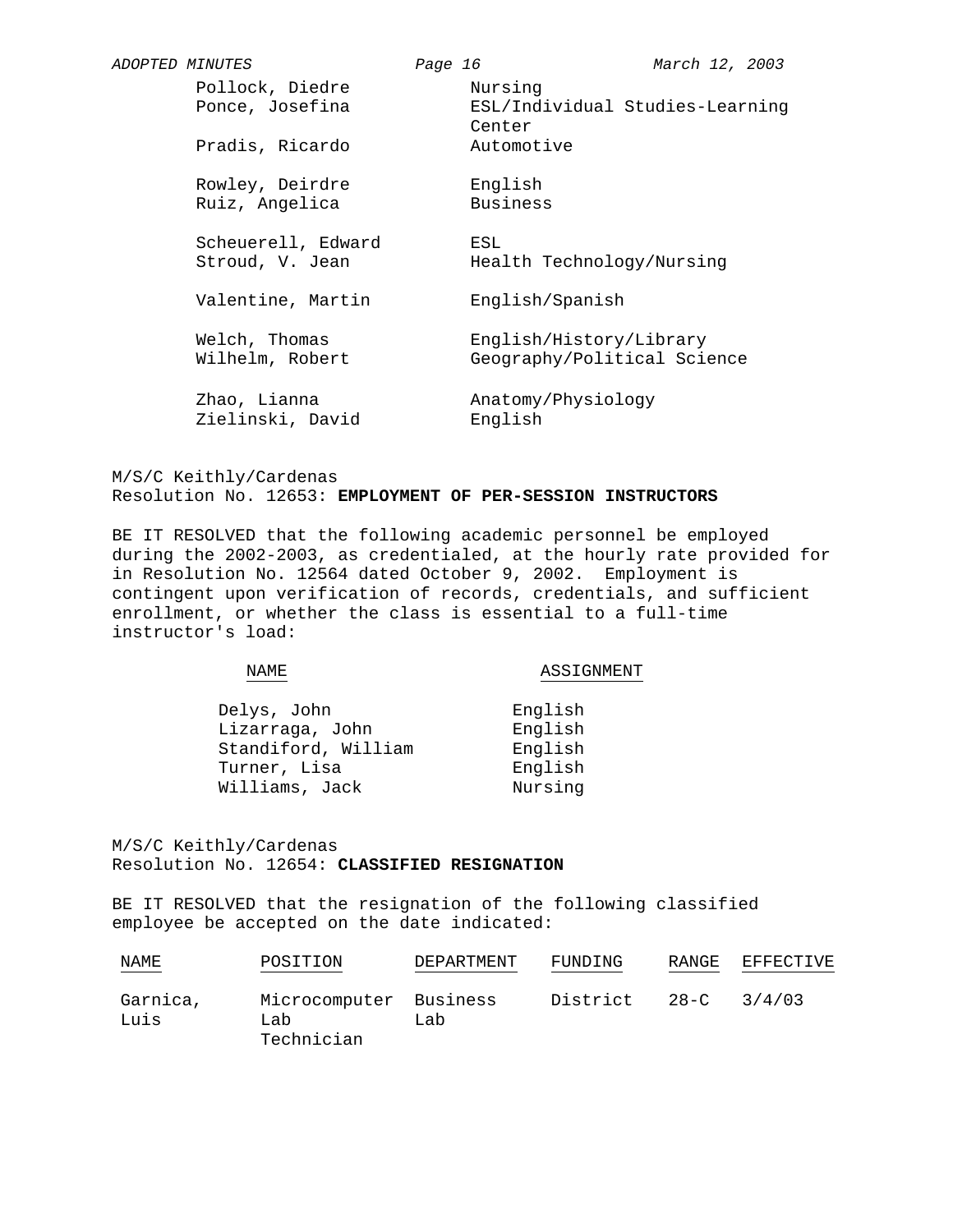| | |
|---|---|
| Pollock, Diedre | Nursing |
| Ponce, Josefina | ESL/Individual Studies-Learning Center |
| Pradis, Ricardo | Automotive |
| Rowley, Deirdre | English |
| Ruiz, Angelica | Business |
| Scheuerell, Edward | ESL |
| Stroud, V. Jean | Health Technology/Nursing |
| Valentine, Martin | English/Spanish |
| Welch, Thomas | English/History/Library |
| Wilhelm, Robert | Geography/Political Science |
| Zhao, Lianna | Anatomy/Physiology |
| Zielinski, David | English |

M/S/C Keithly/Cardenas
Resolution No. 12653: **EMPLOYMENT OF PER-SESSION INSTRUCTORS**

BE IT RESOLVED that the following academic personnel be employed during the 2002-2003, as credentialed, at the hourly rate provided for in Resolution No. 12564 dated October 9, 2002. Employment is contingent upon verification of records, credentials, and sufficient enrollment, or whether the class is essential to a full-time instructor's load:

| NAME | ASSIGNMENT |
|---|---|
| Delys, John | English |
| Lizarraga, John | English |
| Standiford, William | English |
| Turner, Lisa | English |
| Williams, Jack | Nursing |

M/S/C Keithly/Cardenas
Resolution No. 12654: **CLASSIFIED RESIGNATION**

BE IT RESOLVED that the resignation of the following classified employee be accepted on the date indicated:

| NAME | POSITION | DEPARTMENT | FUNDING | RANGE | EFFECTIVE |
|---|---|---|---|---|---|
| Garnica, Luis | Microcomputer Lab Technician | Business Lab | District | 28-C | 3/4/03 |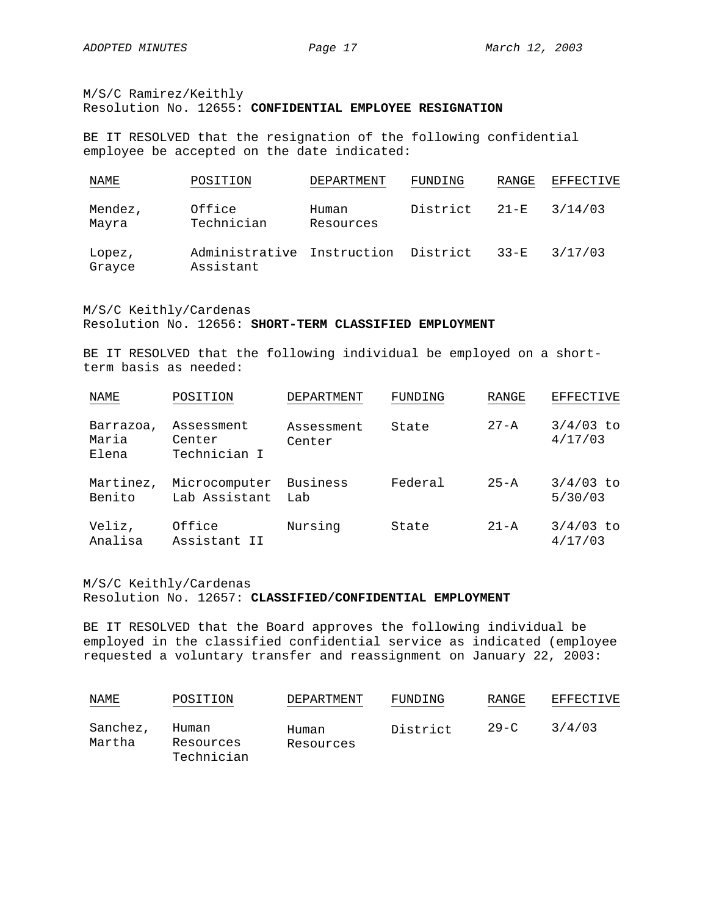M/S/C Ramirez/Keithly
Resolution No. 12655: **CONFIDENTIAL EMPLOYEE RESIGNATION**

BE IT RESOLVED that the resignation of the following confidential employee be accepted on the date indicated:

| NAME | POSITION | DEPARTMENT | FUNDING | RANGE | EFFECTIVE |
|---|---|---|---|---|---|
| Mendez, Mayra | Office Technician | Human Resources | District | 21-E | 3/14/03 |
| Lopez, Grayce | Administrative Assistant | Instruction | District | 33-E | 3/17/03 |

M/S/C Keithly/Cardenas
Resolution No. 12656: **SHORT-TERM CLASSIFIED EMPLOYMENT**

BE IT RESOLVED that the following individual be employed on a short-term basis as needed:

| NAME | POSITION | DEPARTMENT | FUNDING | RANGE | EFFECTIVE |
|---|---|---|---|---|---|
| Barrazoa, Maria Elena | Assessment Center Technician I | Assessment Center | State | 27-A | 3/4/03 to 4/17/03 |
| Martinez, Benito | Microcomputer Lab Assistant | Business Lab | Federal | 25-A | 3/4/03 to 5/30/03 |
| Veliz, Analisa | Office Assistant II | Nursing | State | 21-A | 3/4/03 to 4/17/03 |

M/S/C Keithly/Cardenas
Resolution No. 12657: **CLASSIFIED/CONFIDENTIAL EMPLOYMENT**

BE IT RESOLVED that the Board approves the following individual be employed in the classified confidential service as indicated (employee requested a voluntary transfer and reassignment on January 22, 2003:

| NAME | POSITION | DEPARTMENT | FUNDING | RANGE | EFFECTIVE |
|---|---|---|---|---|---|
| Sanchez, Martha | Human Resources Technician | Human Resources | District | 29-C | 3/4/03 |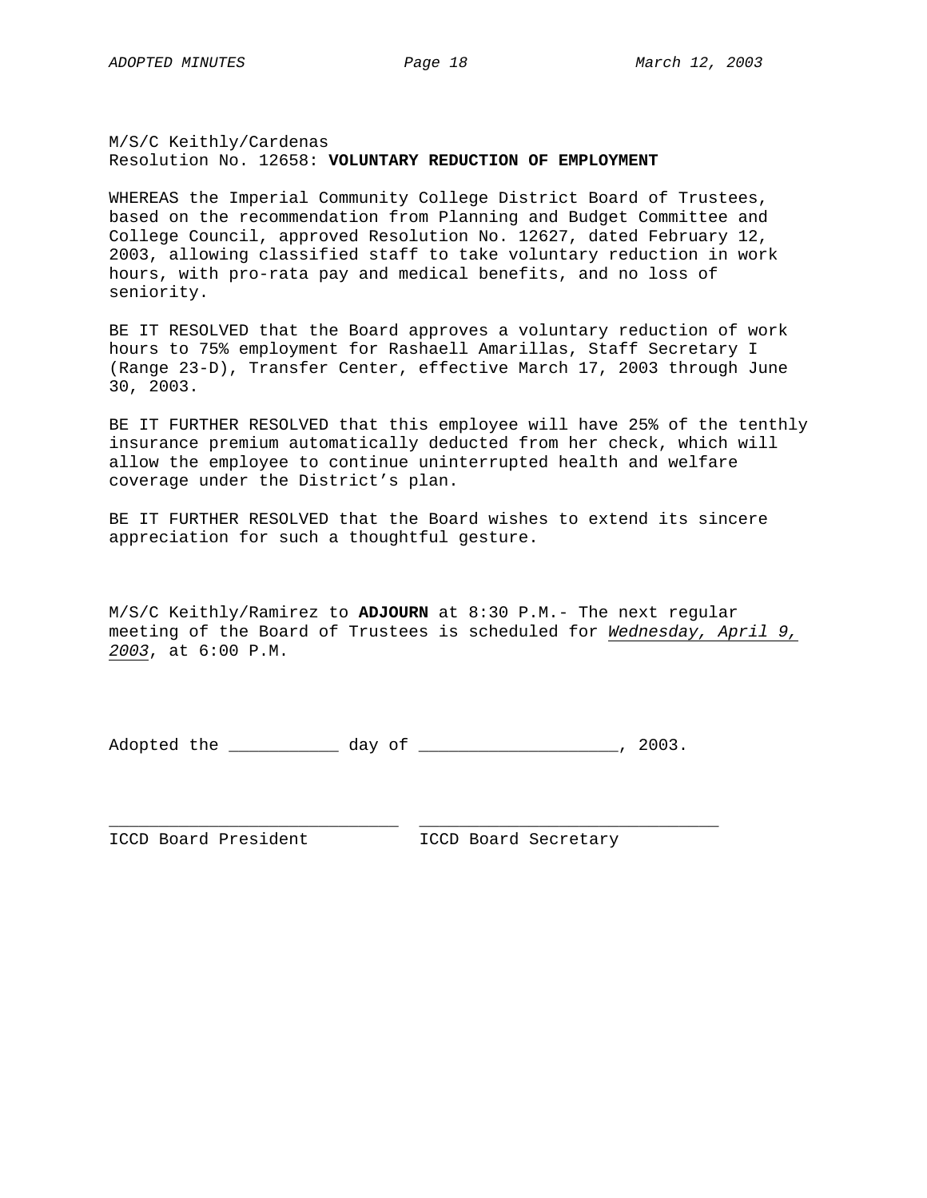M/S/C Keithly/Cardenas
Resolution No. 12658: **VOLUNTARY REDUCTION OF EMPLOYMENT**

WHEREAS the Imperial Community College District Board of Trustees, based on the recommendation from Planning and Budget Committee and College Council, approved Resolution No. 12627, dated February 12, 2003, allowing classified staff to take voluntary reduction in work hours, with pro-rata pay and medical benefits, and no loss of seniority.

BE IT RESOLVED that the Board approves a voluntary reduction of work hours to 75% employment for Rashaell Amarillas, Staff Secretary I (Range 23-D), Transfer Center, effective March 17, 2003 through June 30, 2003.

BE IT FURTHER RESOLVED that this employee will have 25% of the tenthly insurance premium automatically deducted from her check, which will allow the employee to continue uninterrupted health and welfare coverage under the District's plan.

BE IT FURTHER RESOLVED that the Board wishes to extend its sincere appreciation for such a thoughtful gesture.

M/S/C Keithly/Ramirez to **ADJOURN** at 8:30 P.M.- The next regular meeting of the Board of Trustees is scheduled for *Wednesday, April 9, 2003*, at 6:00 P.M.

Adopted the ___________ day of ____________________, 2003.

_____________________________ _____________________________
ICCD Board President ICCD Board Secretary